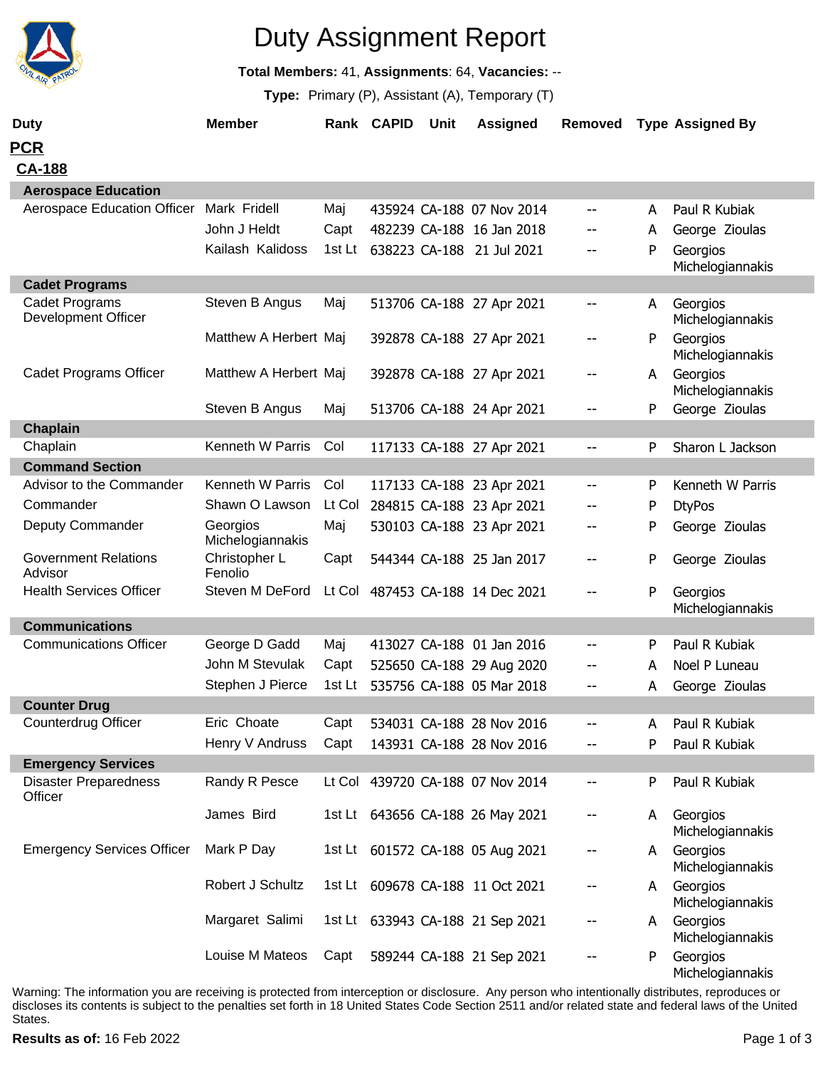# Duty Assignment Report

**Total Members:** 41, **Assignments**: 64, **Vacancies:** --

**Type:** Primary (P), Assistant (A), Temporary (T)

| Duty | Member | Rank | CAPID | Unit | Assigned | Removed | Type | Assigned By |
|---|---|---|---|---|---|---|---|---|
| **PCR** | | | | | | | | |
| **CA-188** | | | | | | | | |
| **Aerospace Education** | | | | | | | | |
| Aerospace Education Officer | Mark Fridell | Maj | 435924 | CA-188 | 07 Nov 2014 | -- | A | Paul R Kubiak |
| | John J Heldt | Capt | 482239 | CA-188 | 16 Jan 2018 | -- | A | George Zioulas |
| | Kailash Kalidoss | 1st Lt | 638223 | CA-188 | 21 Jul 2021 | -- | P | Georgios Michelogiannakis |
| **Cadet Programs** | | | | | | | | |
| Cadet Programs Development Officer | Steven B Angus | Maj | 513706 | CA-188 | 27 Apr 2021 | -- | A | Georgios Michelogiannakis |
| | Matthew A Herbert | Maj | 392878 | CA-188 | 27 Apr 2021 | -- | P | Georgios Michelogiannakis |
| Cadet Programs Officer | Matthew A Herbert | Maj | 392878 | CA-188 | 27 Apr 2021 | -- | A | Georgios Michelogiannakis |
| | Steven B Angus | Maj | 513706 | CA-188 | 24 Apr 2021 | -- | P | George Zioulas |
| **Chaplain** | | | | | | | | |
| Chaplain | Kenneth W Parris | Col | 117133 | CA-188 | 27 Apr 2021 | -- | P | Sharon L Jackson |
| **Command Section** | | | | | | | | |
| Advisor to the Commander | Kenneth W Parris | Col | 117133 | CA-188 | 23 Apr 2021 | -- | P | Kenneth W Parris |
| Commander | Shawn O Lawson | Lt Col | 284815 | CA-188 | 23 Apr 2021 | -- | P | DtyPos |
| Deputy Commander | Georgios Michelogiannakis | Maj | 530103 | CA-188 | 23 Apr 2021 | -- | P | George Zioulas |
| Government Relations Advisor | Christopher L Fenolio | Capt | 544344 | CA-188 | 25 Jan 2017 | -- | P | George Zioulas |
| Health Services Officer | Steven M DeFord | Lt Col | 487453 | CA-188 | 14 Dec 2021 | -- | P | Georgios Michelogiannakis |
| **Communications** | | | | | | | | |
| Communications Officer | George D Gadd | Maj | 413027 | CA-188 | 01 Jan 2016 | -- | P | Paul R Kubiak |
| | John M Stevulak | Capt | 525650 | CA-188 | 29 Aug 2020 | -- | A | Noel P Luneau |
| | Stephen J Pierce | 1st Lt | 535756 | CA-188 | 05 Mar 2018 | -- | A | George Zioulas |
| **Counter Drug** | | | | | | | | |
| Counterdrug Officer | Eric Choate | Capt | 534031 | CA-188 | 28 Nov 2016 | -- | A | Paul R Kubiak |
| | Henry V Andruss | Capt | 143931 | CA-188 | 28 Nov 2016 | -- | P | Paul R Kubiak |
| **Emergency Services** | | | | | | | | |
| Disaster Preparedness Officer | Randy R Pesce | Lt Col | 439720 | CA-188 | 07 Nov 2014 | -- | P | Paul R Kubiak |
| | James Bird | 1st Lt | 643656 | CA-188 | 26 May 2021 | -- | A | Georgios Michelogiannakis |
| Emergency Services Officer | Mark P Day | 1st Lt | 601572 | CA-188 | 05 Aug 2021 | -- | A | Georgios Michelogiannakis |
| | Robert J Schultz | 1st Lt | 609678 | CA-188 | 11 Oct 2021 | -- | A | Georgios Michelogiannakis |
| | Margaret Salimi | 1st Lt | 633943 | CA-188 | 21 Sep 2021 | -- | A | Georgios Michelogiannakis |
| | Louise M Mateos | Capt | 589244 | CA-188 | 21 Sep 2021 | -- | P | Georgios Michelogiannakis |

Warning: The information you are receiving is protected from interception or disclosure. Any person who intentionally distributes, reproduces or discloses its contents is subject to the penalties set forth in 18 United States Code Section 2511 and/or related state and federal laws of the United States.

**Results as of:** 16 Feb 2022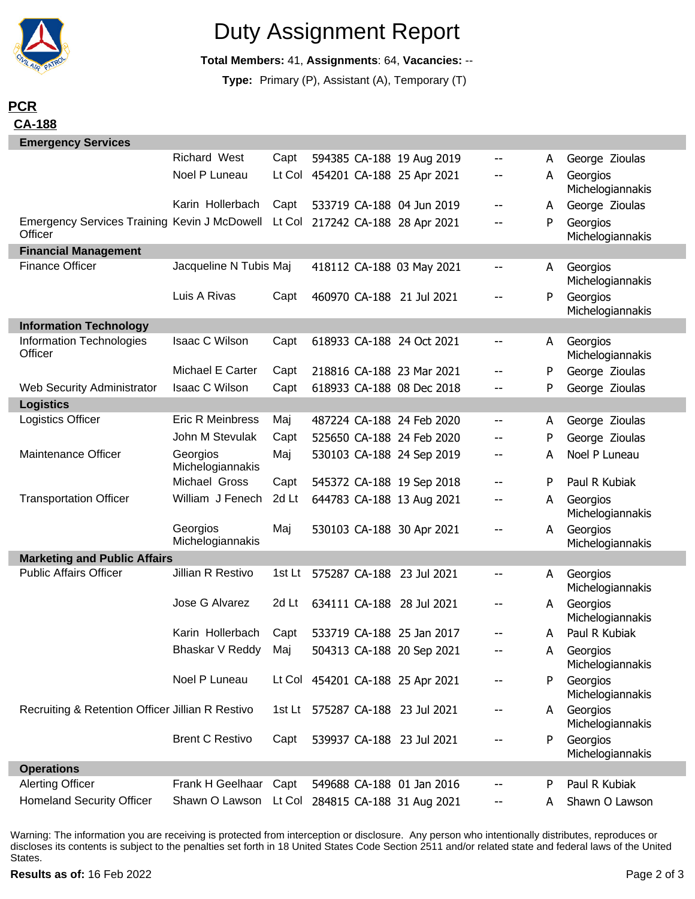# Duty Assignment Report

**Total Members:** 41, **Assignments**: 64, **Vacancies:** --

**Type:** Primary (P), Assistant (A), Temporary (T)

## PCR

### CA-188

| Duty Position | Member | Grade | CAPID | Unit | Date | | Type | Assigned By |
|---|---|---|---|---|---|---|---|---|
| **Emergency Services** | | | | | | | | |
| | Richard West | Capt | 594385 | CA-188 | 19 Aug 2019 | -- | A | George Zioulas |
| | Noel P Luneau | Lt Col | 454201 | CA-188 | 25 Apr 2021 | -- | A | Georgios Michelogiannakis |
| | Karin Hollerbach | Capt | 533719 | CA-188 | 04 Jun 2019 | -- | A | George Zioulas |
| Emergency Services Training Officer | Kevin J McDowell | Lt Col | 217242 | CA-188 | 28 Apr 2021 | -- | P | Georgios Michelogiannakis |
| **Financial Management** | | | | | | | | |
| Finance Officer | Jacqueline N Tubis | Maj | 418112 | CA-188 | 03 May 2021 | -- | A | Georgios Michelogiannakis |
| | Luis A Rivas | Capt | 460970 | CA-188 | 21 Jul 2021 | -- | P | Georgios Michelogiannakis |
| **Information Technology** | | | | | | | | |
| Information Technologies Officer | Isaac C Wilson | Capt | 618933 | CA-188 | 24 Oct 2021 | -- | A | Georgios Michelogiannakis |
| | Michael E Carter | Capt | 218816 | CA-188 | 23 Mar 2021 | -- | P | George Zioulas |
| Web Security Administrator | Isaac C Wilson | Capt | 618933 | CA-188 | 08 Dec 2018 | -- | P | George Zioulas |
| **Logistics** | | | | | | | | |
| Logistics Officer | Eric R Meinbress | Maj | 487224 | CA-188 | 24 Feb 2020 | -- | A | George Zioulas |
| | John M Stevulak | Capt | 525650 | CA-188 | 24 Feb 2020 | -- | P | George Zioulas |
| Maintenance Officer | Georgios Michelogiannakis | Maj | 530103 | CA-188 | 24 Sep 2019 | -- | A | Noel P Luneau |
| | Michael Gross | Capt | 545372 | CA-188 | 19 Sep 2018 | -- | P | Paul R Kubiak |
| Transportation Officer | William J Fenech | 2d Lt | 644783 | CA-188 | 13 Aug 2021 | -- | A | Georgios Michelogiannakis |
| | Georgios Michelogiannakis | Maj | 530103 | CA-188 | 30 Apr 2021 | -- | A | Georgios Michelogiannakis |
| **Marketing and Public Affairs** | | | | | | | | |
| Public Affairs Officer | Jillian R Restivo | 1st Lt | 575287 | CA-188 | 23 Jul 2021 | -- | A | Georgios Michelogiannakis |
| | Jose G Alvarez | 2d Lt | 634111 | CA-188 | 28 Jul 2021 | -- | A | Georgios Michelogiannakis |
| | Karin Hollerbach | Capt | 533719 | CA-188 | 25 Jan 2017 | -- | A | Paul R Kubiak |
| | Bhaskar V Reddy | Maj | 504313 | CA-188 | 20 Sep 2021 | -- | A | Georgios Michelogiannakis |
| | Noel P Luneau | Lt Col | 454201 | CA-188 | 25 Apr 2021 | -- | P | Georgios Michelogiannakis |
| Recruiting & Retention Officer | Jillian R Restivo | 1st Lt | 575287 | CA-188 | 23 Jul 2021 | -- | A | Georgios Michelogiannakis |
| | Brent C Restivo | Capt | 539937 | CA-188 | 23 Jul 2021 | -- | P | Georgios Michelogiannakis |
| **Operations** | | | | | | | | |
| Alerting Officer | Frank H Geelhaar | Capt | 549688 | CA-188 | 01 Jan 2016 | -- | P | Paul R Kubiak |
| Homeland Security Officer | Shawn O Lawson | Lt Col | 284815 | CA-188 | 31 Aug 2021 | -- | A | Shawn O Lawson |

Warning: The information you are receiving is protected from interception or disclosure. Any person who intentionally distributes, reproduces or discloses its contents is subject to the penalties set forth in 18 United States Code Section 2511 and/or related state and federal laws of the United States.

**Results as of:** 16 Feb 2022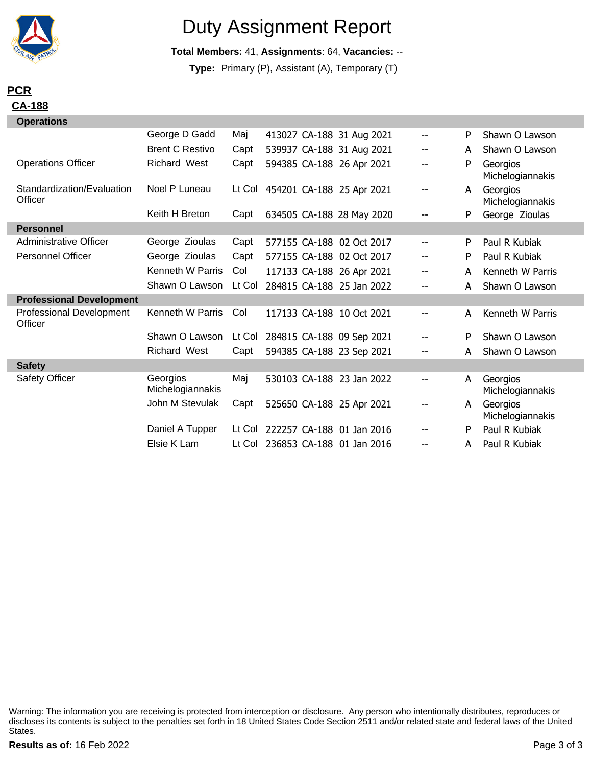# Duty Assignment Report

**Total Members:** 41, **Assignments**: 64, **Vacancies:** --

**Type:** Primary (P), Assistant (A), Temporary (T)

## PCR

### CA-188

| | | | | | | | |
|---|---|---|---|---|---|---|---|
| **Operations** | | | | | | | |
| | George D Gadd | Maj | 413027 CA-188 | 31 Aug 2021 | -- | P | Shawn O Lawson |
| | Brent C Restivo | Capt | 539937 CA-188 | 31 Aug 2021 | -- | A | Shawn O Lawson |
| Operations Officer | Richard West | Capt | 594385 CA-188 | 26 Apr 2021 | -- | P | Georgios Michelogiannakis |
| Standardization/Evaluation Officer | Noel P Luneau | Lt Col | 454201 CA-188 | 25 Apr 2021 | -- | A | Georgios Michelogiannakis |
| | Keith H Breton | Capt | 634505 CA-188 | 28 May 2020 | -- | P | George Zioulas |
| **Personnel** | | | | | | | |
| Administrative Officer | George Zioulas | Capt | 577155 CA-188 | 02 Oct 2017 | -- | P | Paul R Kubiak |
| Personnel Officer | George Zioulas | Capt | 577155 CA-188 | 02 Oct 2017 | -- | P | Paul R Kubiak |
| | Kenneth W Parris | Col | 117133 CA-188 | 26 Apr 2021 | -- | A | Kenneth W Parris |
| | Shawn O Lawson | Lt Col | 284815 CA-188 | 25 Jan 2022 | -- | A | Shawn O Lawson |
| **Professional Development** | | | | | | | |
| Professional Development Officer | Kenneth W Parris | Col | 117133 CA-188 | 10 Oct 2021 | -- | A | Kenneth W Parris |
| | Shawn O Lawson | Lt Col | 284815 CA-188 | 09 Sep 2021 | -- | P | Shawn O Lawson |
| | Richard West | Capt | 594385 CA-188 | 23 Sep 2021 | -- | A | Shawn O Lawson |
| **Safety** | | | | | | | |
| Safety Officer | Georgios Michelogiannakis | Maj | 530103 CA-188 | 23 Jan 2022 | -- | A | Georgios Michelogiannakis |
| | John M Stevulak | Capt | 525650 CA-188 | 25 Apr 2021 | -- | A | Georgios Michelogiannakis |
| | Daniel A Tupper | Lt Col | 222257 CA-188 | 01 Jan 2016 | -- | P | Paul R Kubiak |
| | Elsie K Lam | Lt Col | 236853 CA-188 | 01 Jan 2016 | -- | A | Paul R Kubiak |

Warning: The information you are receiving is protected from interception or disclosure. Any person who intentionally distributes, reproduces or discloses its contents is subject to the penalties set forth in 18 United States Code Section 2511 and/or related state and federal laws of the United States.

**Results as of:** 16 Feb 2022